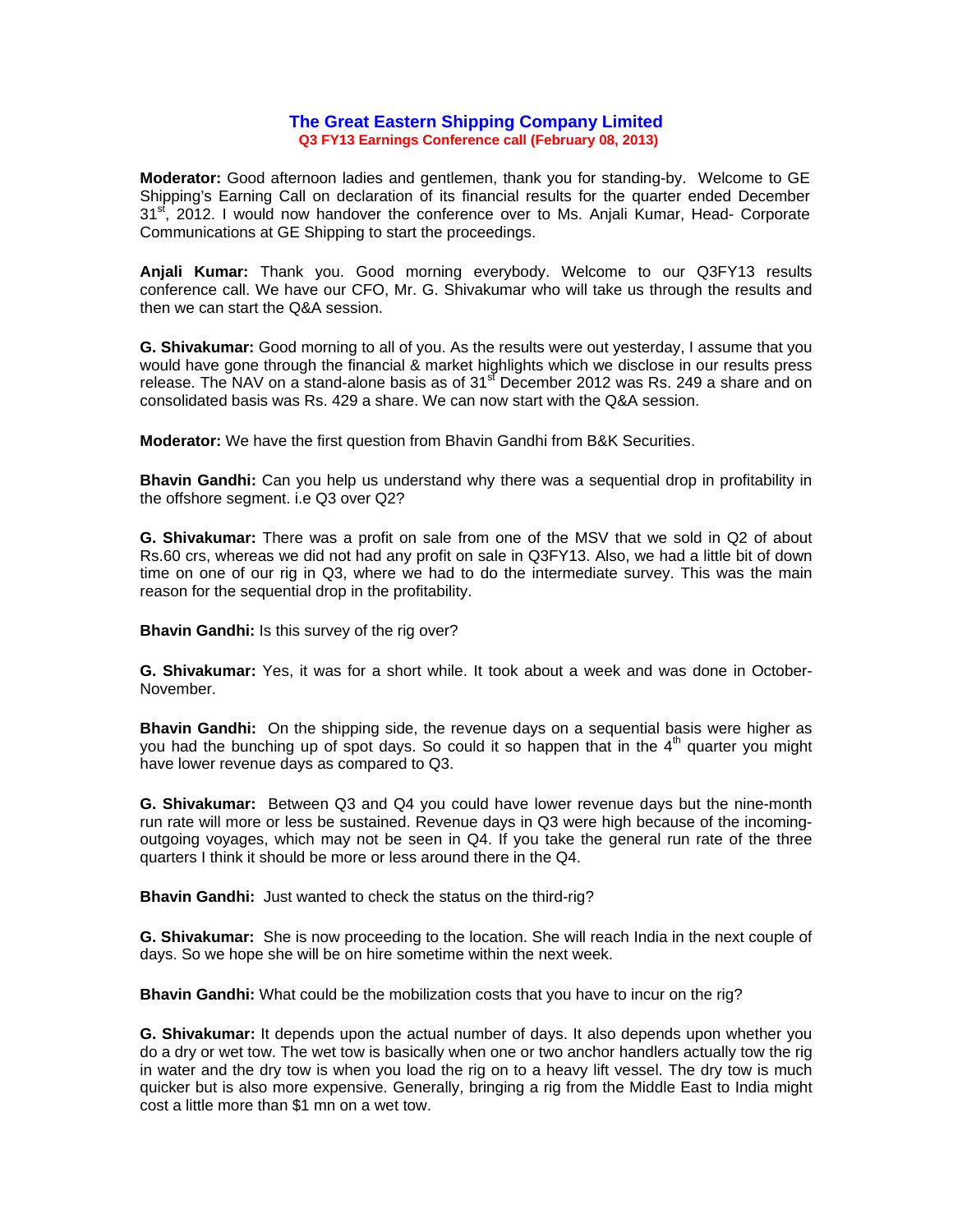# The Great Eastern Shipping Company Limited

### Q3 FY13 Earnings Conference call (February 08, 2013)

**Moderator:** Good afternoon ladies and gentlemen, thank you for standing-by. Welcome to GE Shipping's Earning Call on declaration of its financial results for the quarter ended December 31st, 2012. I would now handover the conference over to Ms. Anjali Kumar, Head- Corporate Communications at GE Shipping to start the proceedings.

**Anjali Kumar:** Thank you. Good morning everybody. Welcome to our Q3FY13 results conference call. We have our CFO, Mr. G. Shivakumar who will take us through the results and then we can start the Q&A session.

**G. Shivakumar:** Good morning to all of you. As the results were out yesterday, I assume that you would have gone through the financial & market highlights which we disclose in our results press release. The NAV on a stand-alone basis as of 31st December 2012 was Rs. 249 a share and on consolidated basis was Rs. 429 a share. We can now start with the Q&A session.

**Moderator:** We have the first question from Bhavin Gandhi from B&K Securities.

**Bhavin Gandhi:** Can you help us understand why there was a sequential drop in profitability in the offshore segment. i.e Q3 over Q2?

**G. Shivakumar:** There was a profit on sale from one of the MSV that we sold in Q2 of about Rs.60 crs, whereas we did not had any profit on sale in Q3FY13. Also, we had a little bit of down time on one of our rig in Q3, where we had to do the intermediate survey. This was the main reason for the sequential drop in the profitability.

**Bhavin Gandhi:** Is this survey of the rig over?

**G. Shivakumar:** Yes, it was for a short while. It took about a week and was done in October-November.

**Bhavin Gandhi:** On the shipping side, the revenue days on a sequential basis were higher as you had the bunching up of spot days. So could it so happen that in the 4th quarter you might have lower revenue days as compared to Q3.

**G. Shivakumar:** Between Q3 and Q4 you could have lower revenue days but the nine-month run rate will more or less be sustained. Revenue days in Q3 were high because of the incoming-outgoing voyages, which may not be seen in Q4. If you take the general run rate of the three quarters I think it should be more or less around there in the Q4.

**Bhavin Gandhi:** Just wanted to check the status on the third-rig?

**G. Shivakumar:** She is now proceeding to the location. She will reach India in the next couple of days. So we hope she will be on hire sometime within the next week.

**Bhavin Gandhi:** What could be the mobilization costs that you have to incur on the rig?

**G. Shivakumar:** It depends upon the actual number of days. It also depends upon whether you do a dry or wet tow. The wet tow is basically when one or two anchor handlers actually tow the rig in water and the dry tow is when you load the rig on to a heavy lift vessel. The dry tow is much quicker but is also more expensive. Generally, bringing a rig from the Middle East to India might cost a little more than $1 mn on a wet tow.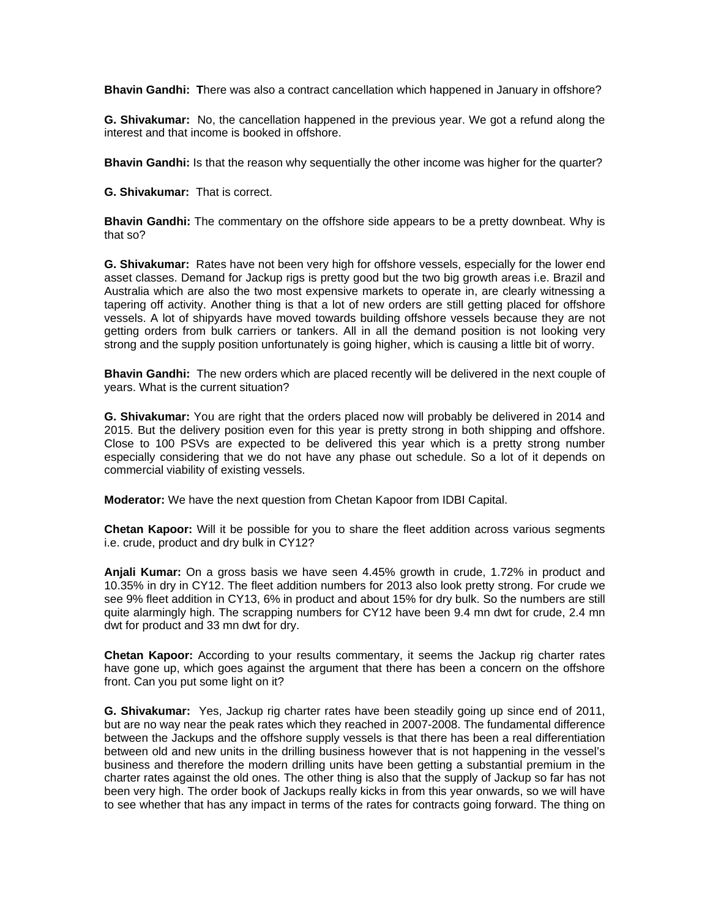**Bhavin Gandhi:** There was also a contract cancellation which happened in January in offshore?

**G. Shivakumar:** No, the cancellation happened in the previous year. We got a refund along the interest and that income is booked in offshore.

**Bhavin Gandhi:** Is that the reason why sequentially the other income was higher for the quarter?

**G. Shivakumar:** That is correct.

**Bhavin Gandhi:** The commentary on the offshore side appears to be a pretty downbeat. Why is that so?

**G. Shivakumar:** Rates have not been very high for offshore vessels, especially for the lower end asset classes. Demand for Jackup rigs is pretty good but the two big growth areas i.e. Brazil and Australia which are also the two most expensive markets to operate in, are clearly witnessing a tapering off activity. Another thing is that a lot of new orders are still getting placed for offshore vessels. A lot of shipyards have moved towards building offshore vessels because they are not getting orders from bulk carriers or tankers. All in all the demand position is not looking very strong and the supply position unfortunately is going higher, which is causing a little bit of worry.

**Bhavin Gandhi:** The new orders which are placed recently will be delivered in the next couple of years. What is the current situation?

**G. Shivakumar:** You are right that the orders placed now will probably be delivered in 2014 and 2015. But the delivery position even for this year is pretty strong in both shipping and offshore. Close to 100 PSVs are expected to be delivered this year which is a pretty strong number especially considering that we do not have any phase out schedule. So a lot of it depends on commercial viability of existing vessels.

**Moderator:** We have the next question from Chetan Kapoor from IDBI Capital.

**Chetan Kapoor:** Will it be possible for you to share the fleet addition across various segments i.e. crude, product and dry bulk in CY12?

**Anjali Kumar:** On a gross basis we have seen 4.45% growth in crude, 1.72% in product and 10.35% in dry in CY12. The fleet addition numbers for 2013 also look pretty strong. For crude we see 9% fleet addition in CY13, 6% in product and about 15% for dry bulk. So the numbers are still quite alarmingly high. The scrapping numbers for CY12 have been 9.4 mn dwt for crude, 2.4 mn dwt for product and 33 mn dwt for dry.

**Chetan Kapoor:** According to your results commentary, it seems the Jackup rig charter rates have gone up, which goes against the argument that there has been a concern on the offshore front. Can you put some light on it?

**G. Shivakumar:** Yes, Jackup rig charter rates have been steadily going up since end of 2011, but are no way near the peak rates which they reached in 2007-2008. The fundamental difference between the Jackups and the offshore supply vessels is that there has been a real differentiation between old and new units in the drilling business however that is not happening in the vessel's business and therefore the modern drilling units have been getting a substantial premium in the charter rates against the old ones. The other thing is also that the supply of Jackup so far has not been very high. The order book of Jackups really kicks in from this year onwards, so we will have to see whether that has any impact in terms of the rates for contracts going forward. The thing on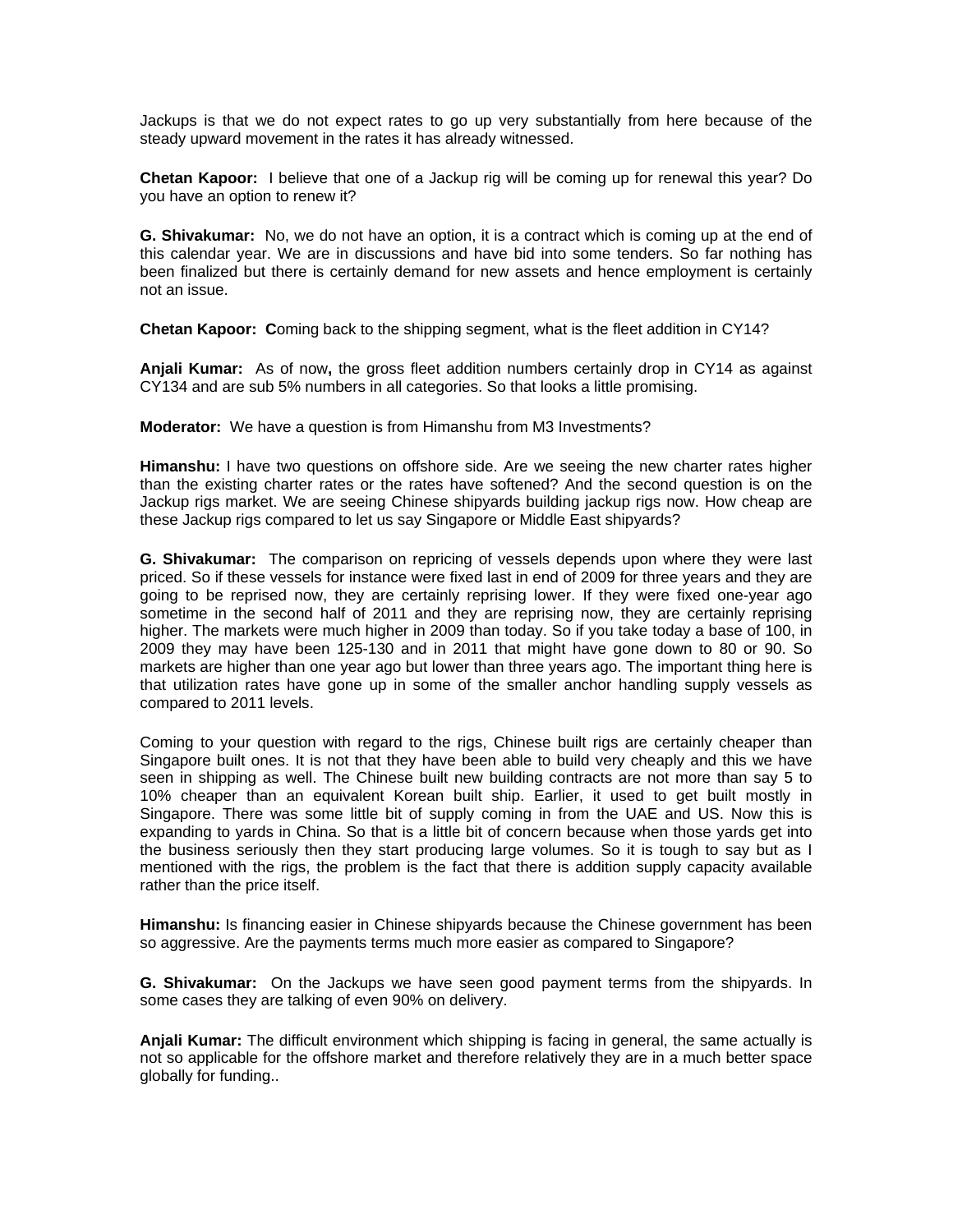Jackups is that we do not expect rates to go up very substantially from here because of the steady upward movement in the rates it has already witnessed.

**Chetan Kapoor:** I believe that one of a Jackup rig will be coming up for renewal this year? Do you have an option to renew it?

**G. Shivakumar:** No, we do not have an option, it is a contract which is coming up at the end of this calendar year. We are in discussions and have bid into some tenders. So far nothing has been finalized but there is certainly demand for new assets and hence employment is certainly not an issue.

**Chetan Kapoor:** **C**oming back to the shipping segment, what is the fleet addition in CY14?

**Anjali Kumar:** As of now**,** the gross fleet addition numbers certainly drop in CY14 as against CY134 and are sub 5% numbers in all categories. So that looks a little promising.

**Moderator:** We have a question is from Himanshu from M3 Investments?

**Himanshu:** I have two questions on offshore side. Are we seeing the new charter rates higher than the existing charter rates or the rates have softened? And the second question is on the Jackup rigs market. We are seeing Chinese shipyards building jackup rigs now. How cheap are these Jackup rigs compared to let us say Singapore or Middle East shipyards?

**G. Shivakumar:** The comparison on repricing of vessels depends upon where they were last priced. So if these vessels for instance were fixed last in end of 2009 for three years and they are going to be reprised now, they are certainly reprising lower. If they were fixed one-year ago sometime in the second half of 2011 and they are reprising now, they are certainly reprising higher. The markets were much higher in 2009 than today. So if you take today a base of 100, in 2009 they may have been 125-130 and in 2011 that might have gone down to 80 or 90. So markets are higher than one year ago but lower than three years ago. The important thing here is that utilization rates have gone up in some of the smaller anchor handling supply vessels as compared to 2011 levels.

Coming to your question with regard to the rigs, Chinese built rigs are certainly cheaper than Singapore built ones. It is not that they have been able to build very cheaply and this we have seen in shipping as well. The Chinese built new building contracts are not more than say 5 to 10% cheaper than an equivalent Korean built ship. Earlier, it used to get built mostly in Singapore. There was some little bit of supply coming in from the UAE and US. Now this is expanding to yards in China. So that is a little bit of concern because when those yards get into the business seriously then they start producing large volumes. So it is tough to say but as I mentioned with the rigs, the problem is the fact that there is addition supply capacity available rather than the price itself.

**Himanshu:** Is financing easier in Chinese shipyards because the Chinese government has been so aggressive. Are the payments terms much more easier as compared to Singapore?

**G. Shivakumar:** On the Jackups we have seen good payment terms from the shipyards. In some cases they are talking of even 90% on delivery.

**Anjali Kumar:** The difficult environment which shipping is facing in general, the same actually is not so applicable for the offshore market and therefore relatively they are in a much better space globally for funding..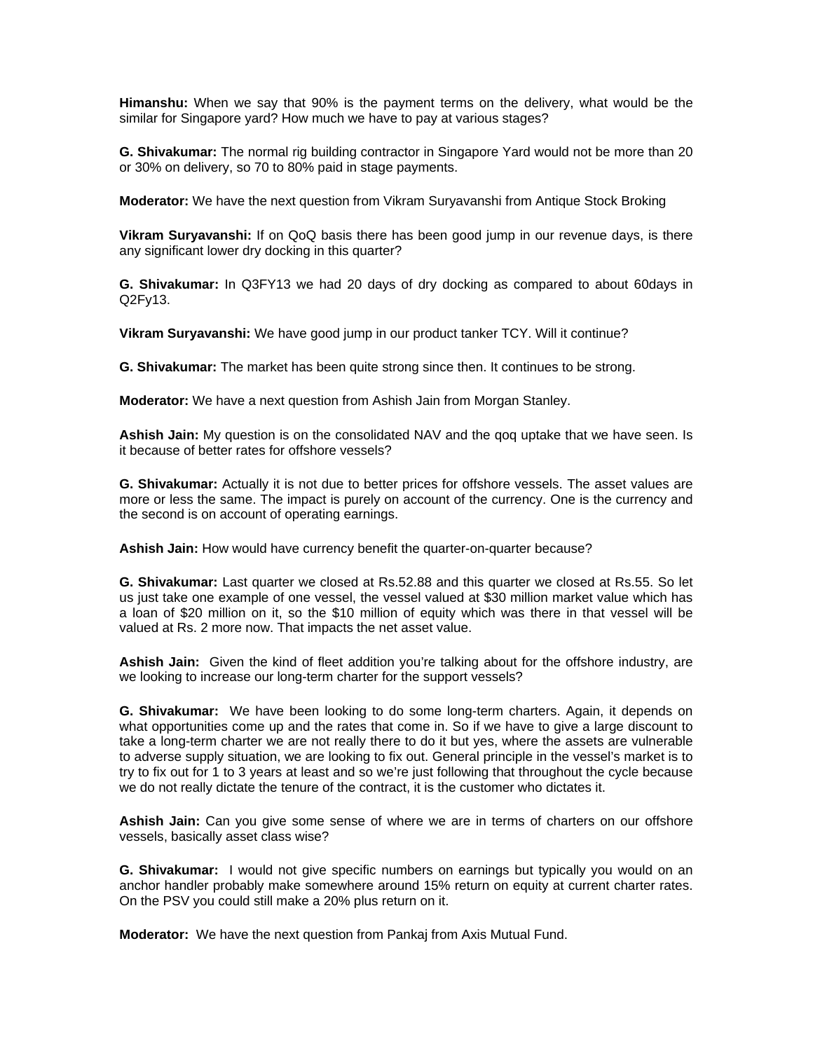**Himanshu:** When we say that 90% is the payment terms on the delivery, what would be the similar for Singapore yard? How much we have to pay at various stages?

**G. Shivakumar:** The normal rig building contractor in Singapore Yard would not be more than 20 or 30% on delivery, so 70 to 80% paid in stage payments.

**Moderator:** We have the next question from Vikram Suryavanshi from Antique Stock Broking

**Vikram Suryavanshi:** If on QoQ basis there has been good jump in our revenue days, is there any significant lower dry docking in this quarter?

**G. Shivakumar:** In Q3FY13 we had 20 days of dry docking as compared to about 60days in Q2Fy13.

**Vikram Suryavanshi:** We have good jump in our product tanker TCY. Will it continue?

**G. Shivakumar:** The market has been quite strong since then. It continues to be strong.

**Moderator:** We have a next question from Ashish Jain from Morgan Stanley.

**Ashish Jain:** My question is on the consolidated NAV and the qoq uptake that we have seen. Is it because of better rates for offshore vessels?

**G. Shivakumar:** Actually it is not due to better prices for offshore vessels. The asset values are more or less the same. The impact is purely on account of the currency. One is the currency and the second is on account of operating earnings.

**Ashish Jain:** How would have currency benefit the quarter-on-quarter because?

**G. Shivakumar:** Last quarter we closed at Rs.52.88 and this quarter we closed at Rs.55. So let us just take one example of one vessel, the vessel valued at $30 million market value which has a loan of $20 million on it, so the $10 million of equity which was there in that vessel will be valued at Rs. 2 more now. That impacts the net asset value.

**Ashish Jain:** Given the kind of fleet addition you're talking about for the offshore industry, are we looking to increase our long-term charter for the support vessels?

**G. Shivakumar:** We have been looking to do some long-term charters. Again, it depends on what opportunities come up and the rates that come in. So if we have to give a large discount to take a long-term charter we are not really there to do it but yes, where the assets are vulnerable to adverse supply situation, we are looking to fix out. General principle in the vessel's market is to try to fix out for 1 to 3 years at least and so we're just following that throughout the cycle because we do not really dictate the tenure of the contract, it is the customer who dictates it.

**Ashish Jain:** Can you give some sense of where we are in terms of charters on our offshore vessels, basically asset class wise?

**G. Shivakumar:** I would not give specific numbers on earnings but typically you would on an anchor handler probably make somewhere around 15% return on equity at current charter rates. On the PSV you could still make a 20% plus return on it.

**Moderator:** We have the next question from Pankaj from Axis Mutual Fund.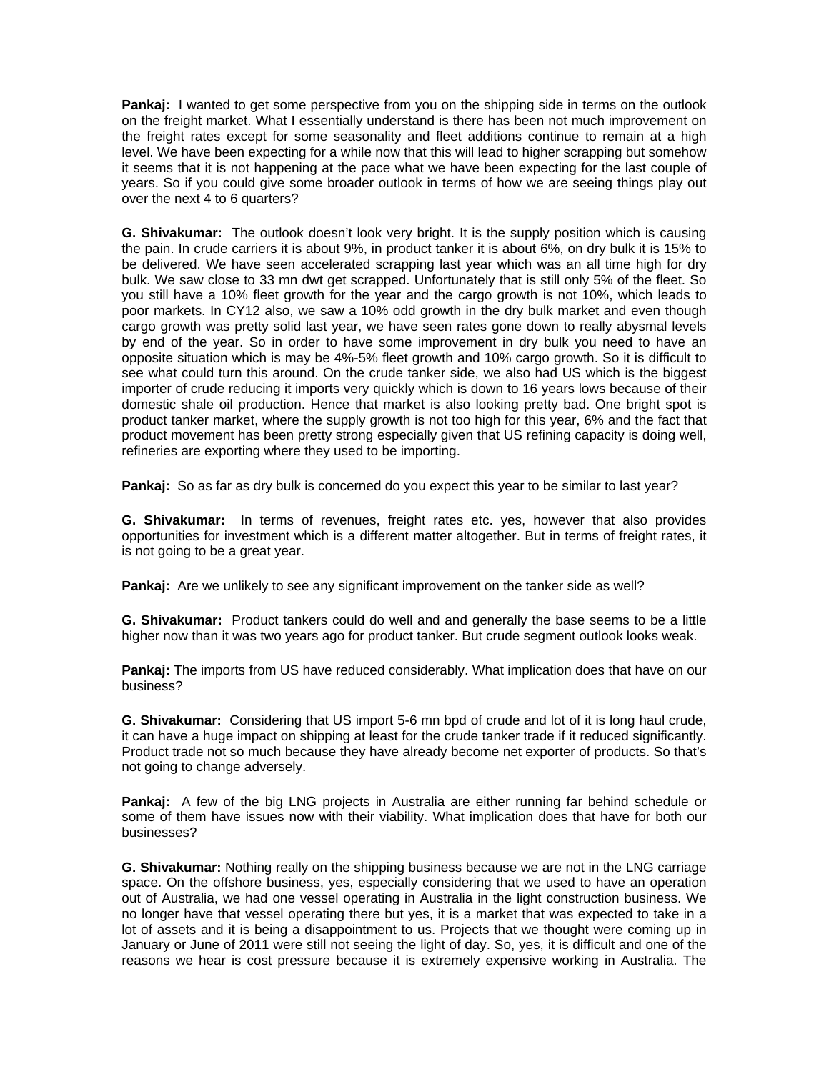**Pankaj:** I wanted to get some perspective from you on the shipping side in terms on the outlook on the freight market. What I essentially understand is there has been not much improvement on the freight rates except for some seasonality and fleet additions continue to remain at a high level. We have been expecting for a while now that this will lead to higher scrapping but somehow it seems that it is not happening at the pace what we have been expecting for the last couple of years. So if you could give some broader outlook in terms of how we are seeing things play out over the next 4 to 6 quarters?

**G. Shivakumar:** The outlook doesn't look very bright. It is the supply position which is causing the pain. In crude carriers it is about 9%, in product tanker it is about 6%, on dry bulk it is 15% to be delivered. We have seen accelerated scrapping last year which was an all time high for dry bulk. We saw close to 33 mn dwt get scrapped. Unfortunately that is still only 5% of the fleet. So you still have a 10% fleet growth for the year and the cargo growth is not 10%, which leads to poor markets. In CY12 also, we saw a 10% odd growth in the dry bulk market and even though cargo growth was pretty solid last year, we have seen rates gone down to really abysmal levels by end of the year. So in order to have some improvement in dry bulk you need to have an opposite situation which is may be 4%-5% fleet growth and 10% cargo growth. So it is difficult to see what could turn this around. On the crude tanker side, we also had US which is the biggest importer of crude reducing it imports very quickly which is down to 16 years lows because of their domestic shale oil production. Hence that market is also looking pretty bad. One bright spot is product tanker market, where the supply growth is not too high for this year, 6% and the fact that product movement has been pretty strong especially given that US refining capacity is doing well, refineries are exporting where they used to be importing.

**Pankaj:** So as far as dry bulk is concerned do you expect this year to be similar to last year?

**G. Shivakumar:** In terms of revenues, freight rates etc. yes, however that also provides opportunities for investment which is a different matter altogether. But in terms of freight rates, it is not going to be a great year.

**Pankaj:** Are we unlikely to see any significant improvement on the tanker side as well?

**G. Shivakumar:** Product tankers could do well and and generally the base seems to be a little higher now than it was two years ago for product tanker. But crude segment outlook looks weak.

**Pankaj:** The imports from US have reduced considerably. What implication does that have on our business?

**G. Shivakumar:** Considering that US import 5-6 mn bpd of crude and lot of it is long haul crude, it can have a huge impact on shipping at least for the crude tanker trade if it reduced significantly. Product trade not so much because they have already become net exporter of products. So that's not going to change adversely.

**Pankaj:** A few of the big LNG projects in Australia are either running far behind schedule or some of them have issues now with their viability. What implication does that have for both our businesses?

**G. Shivakumar:** Nothing really on the shipping business because we are not in the LNG carriage space. On the offshore business, yes, especially considering that we used to have an operation out of Australia, we had one vessel operating in Australia in the light construction business. We no longer have that vessel operating there but yes, it is a market that was expected to take in a lot of assets and it is being a disappointment to us. Projects that we thought were coming up in January or June of 2011 were still not seeing the light of day. So, yes, it is difficult and one of the reasons we hear is cost pressure because it is extremely expensive working in Australia. The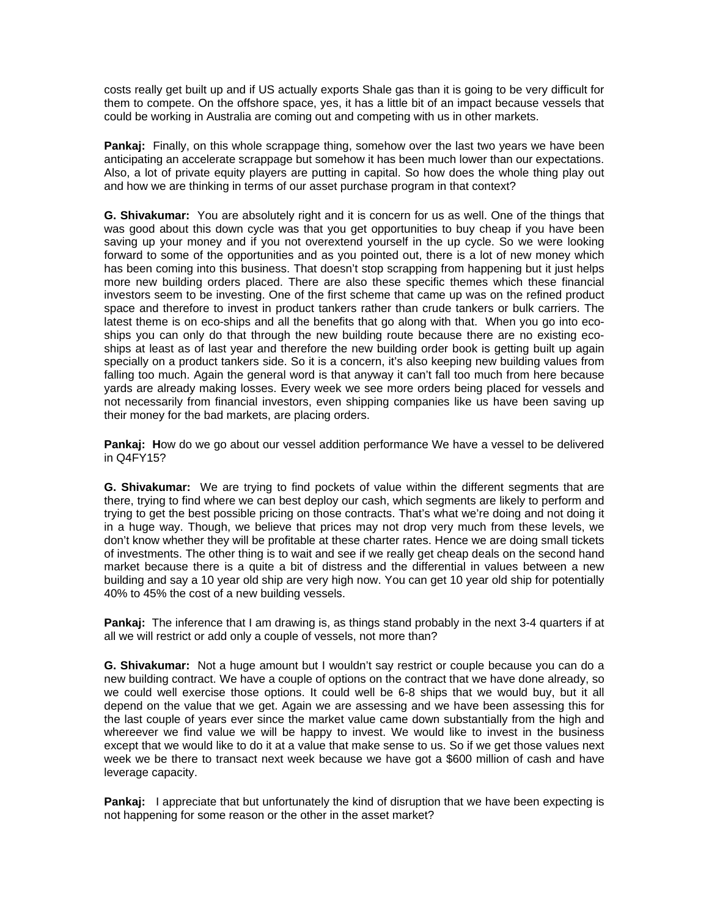costs really get built up and if US actually exports Shale gas than it is going to be very difficult for them to compete. On the offshore space, yes, it has a little bit of an impact because vessels that could be working in Australia are coming out and competing with us in other markets.

**Pankaj:** Finally, on this whole scrappage thing, somehow over the last two years we have been anticipating an accelerate scrappage but somehow it has been much lower than our expectations. Also, a lot of private equity players are putting in capital. So how does the whole thing play out and how we are thinking in terms of our asset purchase program in that context?

**G. Shivakumar:** You are absolutely right and it is concern for us as well. One of the things that was good about this down cycle was that you get opportunities to buy cheap if you have been saving up your money and if you not overextend yourself in the up cycle. So we were looking forward to some of the opportunities and as you pointed out, there is a lot of new money which has been coming into this business. That doesn't stop scrapping from happening but it just helps more new building orders placed. There are also these specific themes which these financial investors seem to be investing. One of the first scheme that came up was on the refined product space and therefore to invest in product tankers rather than crude tankers or bulk carriers. The latest theme is on eco-ships and all the benefits that go along with that. When you go into eco-ships you can only do that through the new building route because there are no existing eco-ships at least as of last year and therefore the new building order book is getting built up again specially on a product tankers side. So it is a concern, it's also keeping new building values from falling too much. Again the general word is that anyway it can't fall too much from here because yards are already making losses. Every week we see more orders being placed for vessels and not necessarily from financial investors, even shipping companies like us have been saving up their money for the bad markets, are placing orders.

**Pankaj: H**ow do we go about our vessel addition performance We have a vessel to be delivered in Q4FY15?

**G. Shivakumar:** We are trying to find pockets of value within the different segments that are there, trying to find where we can best deploy our cash, which segments are likely to perform and trying to get the best possible pricing on those contracts. That's what we're doing and not doing it in a huge way. Though, we believe that prices may not drop very much from these levels, we don't know whether they will be profitable at these charter rates. Hence we are doing small tickets of investments. The other thing is to wait and see if we really get cheap deals on the second hand market because there is a quite a bit of distress and the differential in values between a new building and say a 10 year old ship are very high now. You can get 10 year old ship for potentially 40% to 45% the cost of a new building vessels.

**Pankaj:** The inference that I am drawing is, as things stand probably in the next 3-4 quarters if at all we will restrict or add only a couple of vessels, not more than?

**G. Shivakumar:** Not a huge amount but I wouldn't say restrict or couple because you can do a new building contract. We have a couple of options on the contract that we have done already, so we could well exercise those options. It could well be 6-8 ships that we would buy, but it all depend on the value that we get. Again we are assessing and we have been assessing this for the last couple of years ever since the market value came down substantially from the high and whereever we find value we will be happy to invest. We would like to invest in the business except that we would like to do it at a value that make sense to us. So if we get those values next week we be there to transact next week because we have got a $600 million of cash and have leverage capacity.

**Pankaj:** I appreciate that but unfortunately the kind of disruption that we have been expecting is not happening for some reason or the other in the asset market?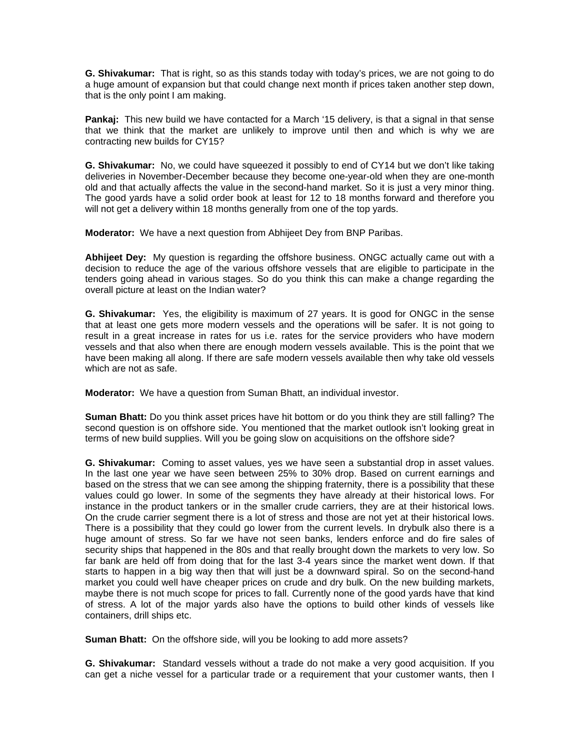**G. Shivakumar:** That is right, so as this stands today with today's prices, we are not going to do a huge amount of expansion but that could change next month if prices taken another step down, that is the only point I am making.

**Pankaj:** This new build we have contacted for a March '15 delivery, is that a signal in that sense that we think that the market are unlikely to improve until then and which is why we are contracting new builds for CY15?

**G. Shivakumar:** No, we could have squeezed it possibly to end of CY14 but we don't like taking deliveries in November-December because they become one-year-old when they are one-month old and that actually affects the value in the second-hand market. So it is just a very minor thing. The good yards have a solid order book at least for 12 to 18 months forward and therefore you will not get a delivery within 18 months generally from one of the top yards.

**Moderator:** We have a next question from Abhijeet Dey from BNP Paribas.

**Abhijeet Dey:** My question is regarding the offshore business. ONGC actually came out with a decision to reduce the age of the various offshore vessels that are eligible to participate in the tenders going ahead in various stages. So do you think this can make a change regarding the overall picture at least on the Indian water?

**G. Shivakumar:** Yes, the eligibility is maximum of 27 years. It is good for ONGC in the sense that at least one gets more modern vessels and the operations will be safer. It is not going to result in a great increase in rates for us i.e. rates for the service providers who have modern vessels and that also when there are enough modern vessels available. This is the point that we have been making all along. If there are safe modern vessels available then why take old vessels which are not as safe.

**Moderator:** We have a question from Suman Bhatt, an individual investor.

**Suman Bhatt:** Do you think asset prices have hit bottom or do you think they are still falling? The second question is on offshore side. You mentioned that the market outlook isn't looking great in terms of new build supplies. Will you be going slow on acquisitions on the offshore side?

**G. Shivakumar:** Coming to asset values, yes we have seen a substantial drop in asset values. In the last one year we have seen between 25% to 30% drop. Based on current earnings and based on the stress that we can see among the shipping fraternity, there is a possibility that these values could go lower. In some of the segments they have already at their historical lows. For instance in the product tankers or in the smaller crude carriers, they are at their historical lows. On the crude carrier segment there is a lot of stress and those are not yet at their historical lows. There is a possibility that they could go lower from the current levels. In drybulk also there is a huge amount of stress. So far we have not seen banks, lenders enforce and do fire sales of security ships that happened in the 80s and that really brought down the markets to very low. So far bank are held off from doing that for the last 3-4 years since the market went down. If that starts to happen in a big way then that will just be a downward spiral. So on the second-hand market you could well have cheaper prices on crude and dry bulk. On the new building markets, maybe there is not much scope for prices to fall. Currently none of the good yards have that kind of stress. A lot of the major yards also have the options to build other kinds of vessels like containers, drill ships etc.

**Suman Bhatt:** On the offshore side, will you be looking to add more assets?

**G. Shivakumar:** Standard vessels without a trade do not make a very good acquisition. If you can get a niche vessel for a particular trade or a requirement that your customer wants, then I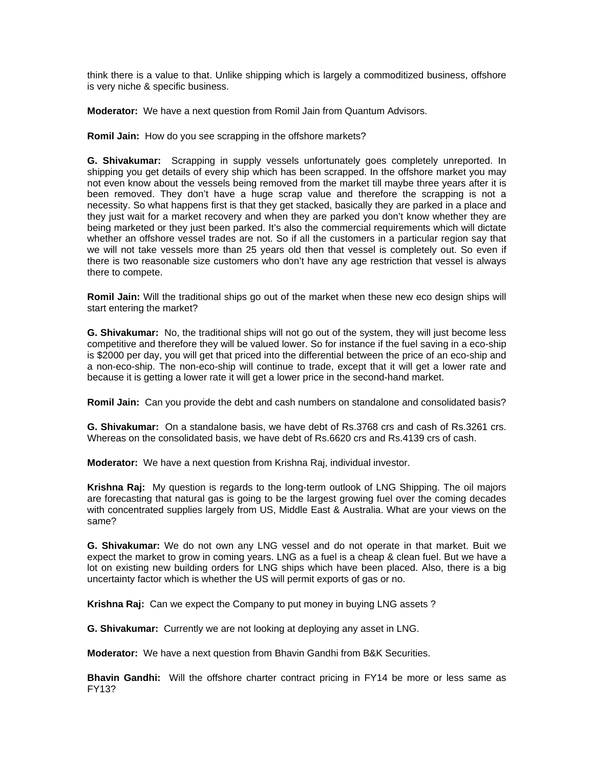think there is a value to that. Unlike shipping which is largely a commoditized business, offshore is very niche & specific business.

**Moderator:** We have a next question from Romil Jain from Quantum Advisors.

**Romil Jain:** How do you see scrapping in the offshore markets?

**G. Shivakumar:** Scrapping in supply vessels unfortunately goes completely unreported. In shipping you get details of every ship which has been scrapped. In the offshore market you may not even know about the vessels being removed from the market till maybe three years after it is been removed. They don't have a huge scrap value and therefore the scrapping is not a necessity. So what happens first is that they get stacked, basically they are parked in a place and they just wait for a market recovery and when they are parked you don't know whether they are being marketed or they just been parked. It's also the commercial requirements which will dictate whether an offshore vessel trades are not. So if all the customers in a particular region say that we will not take vessels more than 25 years old then that vessel is completely out. So even if there is two reasonable size customers who don't have any age restriction that vessel is always there to compete.

**Romil Jain:** Will the traditional ships go out of the market when these new eco design ships will start entering the market?

**G. Shivakumar:** No, the traditional ships will not go out of the system, they will just become less competitive and therefore they will be valued lower. So for instance if the fuel saving in a eco-ship is $2000 per day, you will get that priced into the differential between the price of an eco-ship and a non-eco-ship. The non-eco-ship will continue to trade, except that it will get a lower rate and because it is getting a lower rate it will get a lower price in the second-hand market.

**Romil Jain:** Can you provide the debt and cash numbers on standalone and consolidated basis?

**G. Shivakumar:** On a standalone basis, we have debt of Rs.3768 crs and cash of Rs.3261 crs. Whereas on the consolidated basis, we have debt of Rs.6620 crs and Rs.4139 crs of cash.

**Moderator:** We have a next question from Krishna Raj, individual investor.

**Krishna Raj:** My question is regards to the long-term outlook of LNG Shipping. The oil majors are forecasting that natural gas is going to be the largest growing fuel over the coming decades with concentrated supplies largely from US, Middle East & Australia. What are your views on the same?

**G. Shivakumar:** We do not own any LNG vessel and do not operate in that market. Buit we expect the market to grow in coming years. LNG as a fuel is a cheap & clean fuel. But we have a lot on existing new building orders for LNG ships which have been placed. Also, there is a big uncertainty factor which is whether the US will permit exports of gas or no.

**Krishna Raj:** Can we expect the Company to put money in buying LNG assets ?

**G. Shivakumar:** Currently we are not looking at deploying any asset in LNG.

**Moderator:** We have a next question from Bhavin Gandhi from B&K Securities.

**Bhavin Gandhi:** Will the offshore charter contract pricing in FY14 be more or less same as FY13?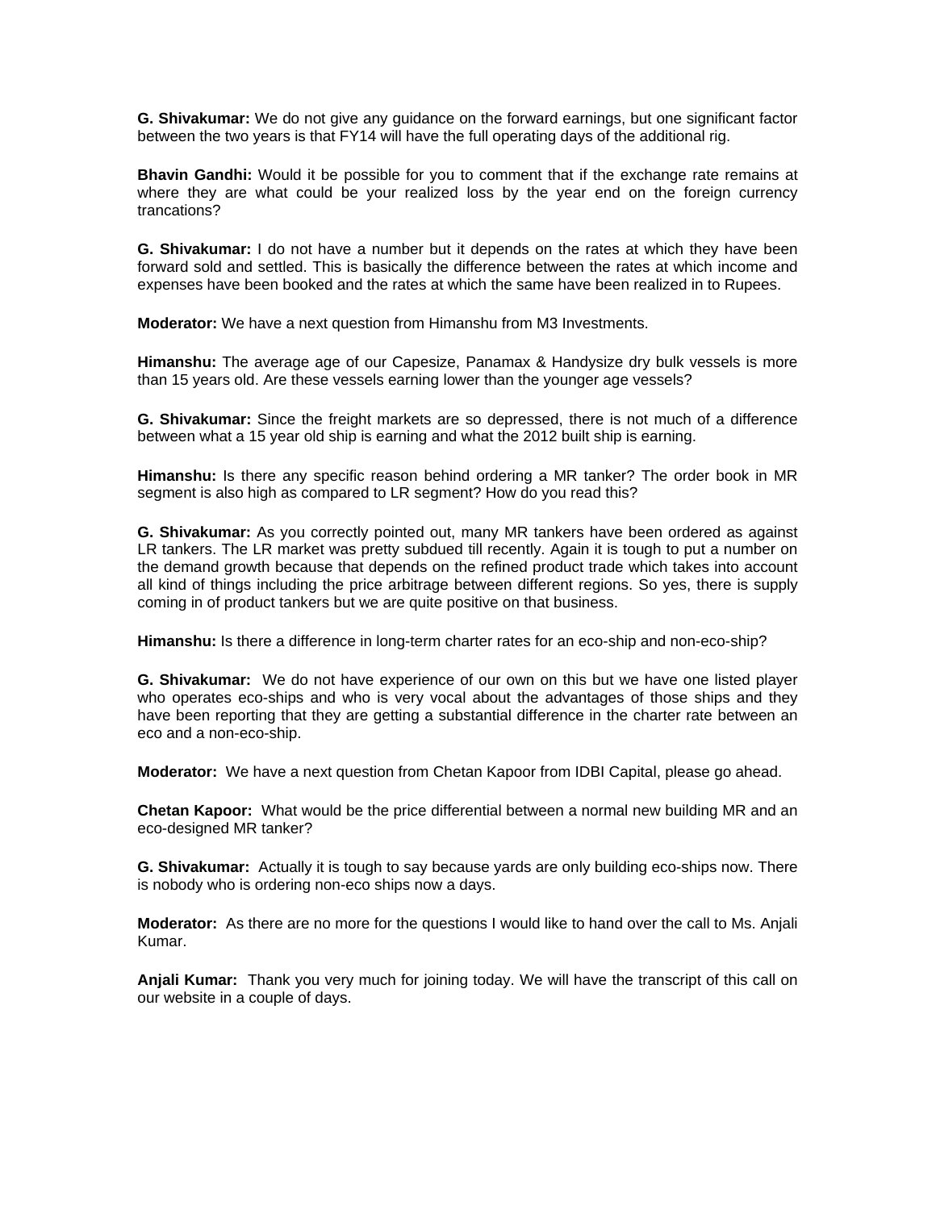**G. Shivakumar:** We do not give any guidance on the forward earnings, but one significant factor between the two years is that FY14 will have the full operating days of the additional rig.

**Bhavin Gandhi:** Would it be possible for you to comment that if the exchange rate remains at where they are what could be your realized loss by the year end on the foreign currency trancations?

**G. Shivakumar:** I do not have a number but it depends on the rates at which they have been forward sold and settled. This is basically the difference between the rates at which income and expenses have been booked and the rates at which the same have been realized in to Rupees.

**Moderator:** We have a next question from Himanshu from M3 Investments.

**Himanshu:** The average age of our Capesize, Panamax & Handysize dry bulk vessels is more than 15 years old. Are these vessels earning lower than the younger age vessels?

**G. Shivakumar:** Since the freight markets are so depressed, there is not much of a difference between what a 15 year old ship is earning and what the 2012 built ship is earning.

**Himanshu:** Is there any specific reason behind ordering a MR tanker? The order book in MR segment is also high as compared to LR segment? How do you read this?

**G. Shivakumar:** As you correctly pointed out, many MR tankers have been ordered as against LR tankers. The LR market was pretty subdued till recently. Again it is tough to put a number on the demand growth because that depends on the refined product trade which takes into account all kind of things including the price arbitrage between different regions. So yes, there is supply coming in of product tankers but we are quite positive on that business.

**Himanshu:** Is there a difference in long-term charter rates for an eco-ship and non-eco-ship?

**G. Shivakumar:** We do not have experience of our own on this but we have one listed player who operates eco-ships and who is very vocal about the advantages of those ships and they have been reporting that they are getting a substantial difference in the charter rate between an eco and a non-eco-ship.

**Moderator:** We have a next question from Chetan Kapoor from IDBI Capital, please go ahead.

**Chetan Kapoor:** What would be the price differential between a normal new building MR and an eco-designed MR tanker?

**G. Shivakumar:** Actually it is tough to say because yards are only building eco-ships now. There is nobody who is ordering non-eco ships now a days.

**Moderator:** As there are no more for the questions I would like to hand over the call to Ms. Anjali Kumar.

**Anjali Kumar:** Thank you very much for joining today. We will have the transcript of this call on our website in a couple of days.